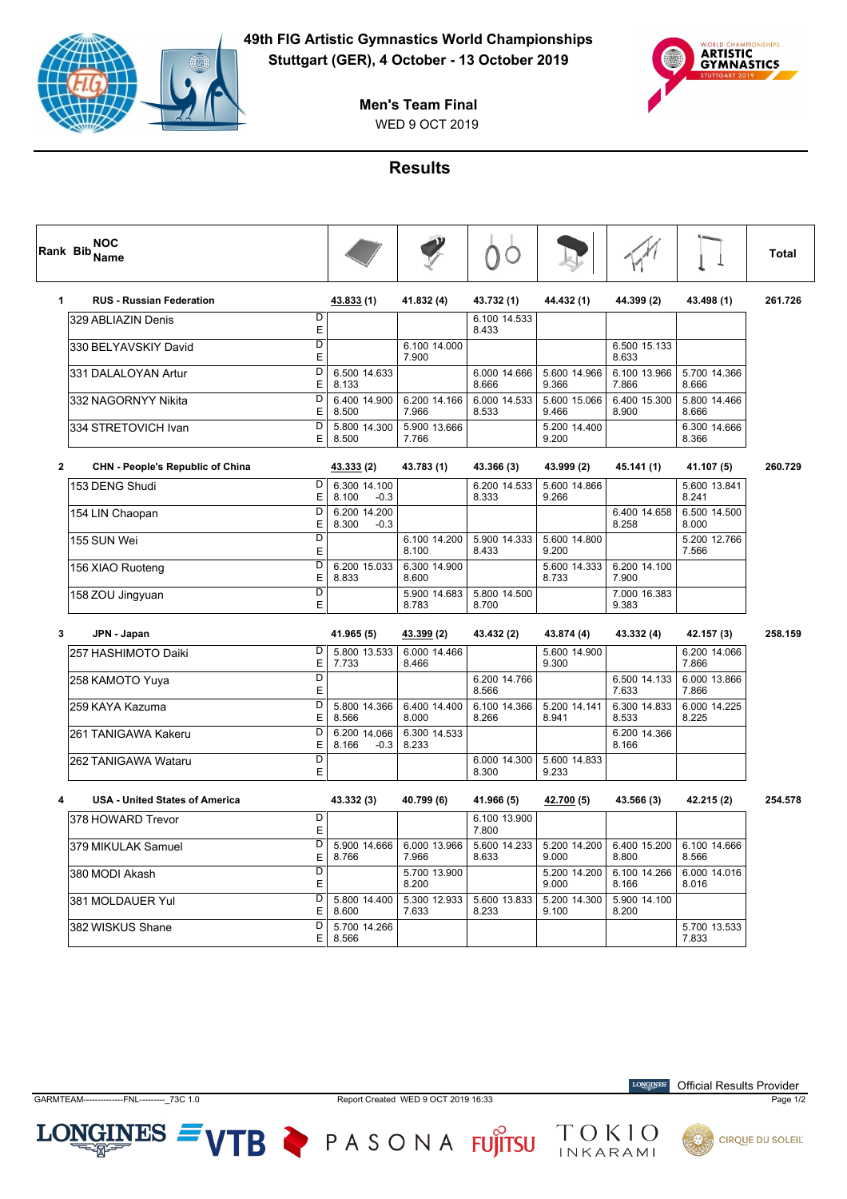# 49th FIG Artistic Gymnastics World Championships

**Stuttgart (GER), 4 October - 13 October 2019**

**Men's Team Final**

WED 9 OCT 2019

## Results

| Rank | Bib | NOC Name | | Floor | Pommel Horse | Rings | Vault | Parallel Bars | Horizontal Bar | Total |
|---|---|---|---|---|---|---|---|---|---|---|
| 1 | | **RUS - Russian Federation** | | **43.833 (1)** | **41.832 (4)** | **43.732 (1)** | **44.432 (1)** | **44.399 (2)** | **43.498 (1)** | **261.726** |
| | 329 | ABLIAZIN Denis | D / E | | | 6.100 14.533 / 8.433 | | | | |
| | 330 | BELYAVSKIY David | D / E | | 6.100 14.000 / 7.900 | | | 6.500 15.133 / 8.633 | | |
| | 331 | DALALOYAN Artur | D / E | 6.500 14.633 / 8.133 | | 6.000 14.666 / 8.666 | 5.600 14.966 / 9.366 | 6.100 13.966 / 7.866 | 5.700 14.366 / 8.666 | |
| | 332 | NAGORNYY Nikita | D / E | 6.400 14.900 / 8.500 | 6.200 14.166 / 7.966 | 6.000 14.533 / 8.533 | 5.600 15.066 / 9.466 | 6.400 15.300 / 8.900 | 5.800 14.466 / 8.666 | |
| | 334 | STRETOVICH Ivan | D / E | 5.800 14.300 / 8.500 | 5.900 13.666 / 7.766 | | 5.200 14.400 / 9.200 | | 6.300 14.666 / 8.366 | |
| 2 | | **CHN - People's Republic of China** | | **43.333 (2)** | **43.783 (1)** | **43.366 (3)** | **43.999 (2)** | **45.141 (1)** | **41.107 (5)** | **260.729** |
| | 153 | DENG Shudi | D / E | 6.300 14.100 / 8.100 -0.3 | | 6.200 14.533 / 8.333 | 5.600 14.866 / 9.266 | | 5.600 13.841 / 8.241 | |
| | 154 | LIN Chaopan | D / E | 6.200 14.200 / 8.300 -0.3 | | | | 6.400 14.658 / 8.258 | 6.500 14.500 / 8.000 | |
| | 155 | SUN Wei | D / E | | 6.100 14.200 / 8.100 | 5.900 14.333 / 8.433 | 5.600 14.800 / 9.200 | | 5.200 12.766 / 7.566 | |
| | 156 | XIAO Ruoteng | D / E | 6.200 15.033 / 8.833 | 6.300 14.900 / 8.600 | | 5.600 14.333 / 8.733 | 6.200 14.100 / 7.900 | | |
| | 158 | ZOU Jingyuan | D / E | | 5.900 14.683 / 8.783 | 5.800 14.500 / 8.700 | | 7.000 16.383 / 9.383 | | |
| 3 | | **JPN - Japan** | | **41.965 (5)** | **43.399 (2)** | **43.432 (2)** | **43.874 (4)** | **43.332 (4)** | **42.157 (3)** | **258.159** |
| | 257 | HASHIMOTO Daiki | D / E | 5.800 13.533 / 7.733 | 6.000 14.466 / 8.466 | | 5.600 14.900 / 9.300 | | 6.200 14.066 / 7.866 | |
| | 258 | KAMOTO Yuya | D / E | | | 6.200 14.766 / 8.566 | | 6.500 14.133 / 7.633 | 6.000 13.866 / 7.866 | |
| | 259 | KAYA Kazuma | D / E | 5.800 14.366 / 8.566 | 6.400 14.400 / 8.000 | 6.100 14.366 / 8.266 | 5.200 14.141 / 8.941 | 6.300 14.833 / 8.533 | 6.000 14.225 / 8.225 | |
| | 261 | TANIGAWA Kakeru | D / E | 6.200 14.066 / 8.166 -0.3 | 6.300 14.533 / 8.233 | | | 6.200 14.366 / 8.166 | | |
| | 262 | TANIGAWA Wataru | D / E | | | 6.000 14.300 / 8.300 | 5.600 14.833 / 9.233 | | | |
| 4 | | **USA - United States of America** | | **43.332 (3)** | **40.799 (6)** | **41.966 (5)** | **42.700 (5)** | **43.566 (3)** | **42.215 (2)** | **254.578** |
| | 378 | HOWARD Trevor | D / E | | | 6.100 13.900 / 7.800 | | | | |
| | 379 | MIKULAK Samuel | D / E | 5.900 14.666 / 8.766 | 6.000 13.966 / 7.966 | 5.600 14.233 / 8.633 | 5.200 14.200 / 9.000 | 6.400 15.200 / 8.800 | 6.100 14.666 / 8.566 | |
| | 380 | MODI Akash | D / E | | 5.700 13.900 / 8.200 | | 5.200 14.200 / 9.000 | 6.100 14.266 / 8.166 | 6.000 14.016 / 8.016 | |
| | 381 | MOLDAUER Yul | D / E | 5.800 14.400 / 8.600 | 5.300 12.933 / 7.633 | 5.600 13.833 / 8.233 | 5.200 14.300 / 9.100 | 5.900 14.100 / 8.200 | | |
| | 382 | WISKUS Shane | D / E | 5.700 14.266 / 8.566 | | | | | 5.700 13.533 / 7.833 | |

GARMTEAM--------------FNL---------_73C 1.0 Report Created WED 9 OCT 2019 16:33

Official Results Provider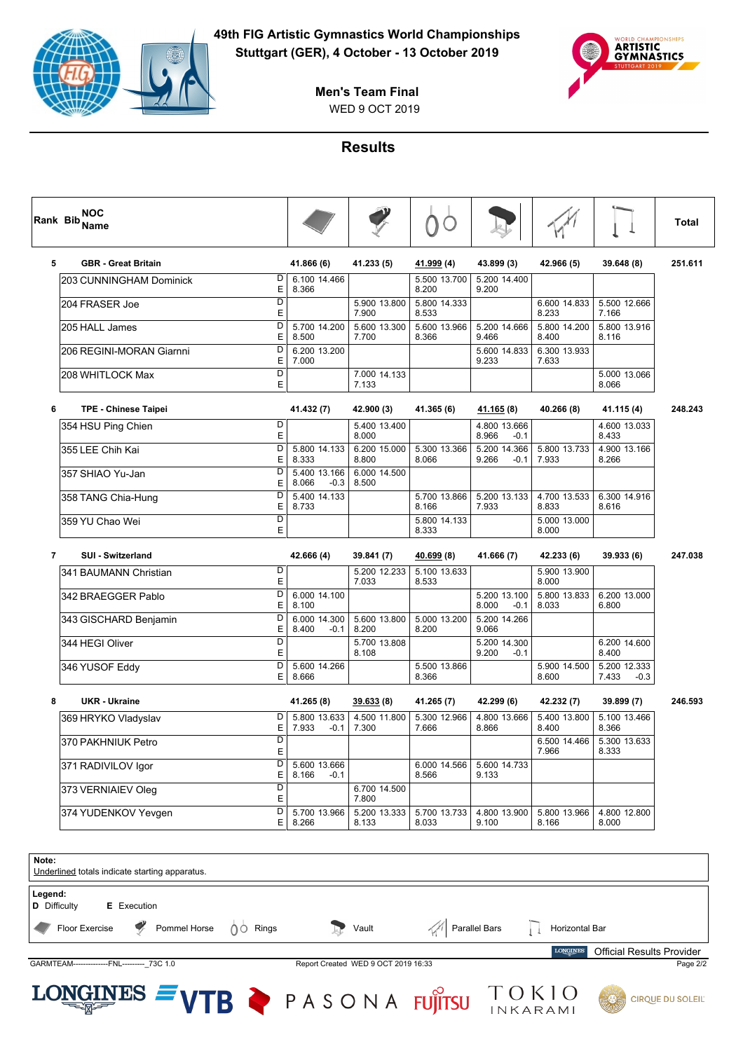# 49th FIG Artistic Gymnastics World Championships

**Stuttgart (GER), 4 October - 13 October 2019**

**Men's Team Final**

WED 9 OCT 2019

## Results

| Rank | Bib | NOC / Name | | Floor Exercise | Pommel Horse | Rings | Vault | Parallel Bars | Horizontal Bar | Total |
|---|---|---|---|---|---|---|---|---|---|---|
| 5 | | GBR - Great Britain | | 41.866 (6) | 41.233 (5) | <u>41.999</u> (4) | 43.899 (3) | 42.966 (5) | 39.648 (8) | 251.611 |
| | 203 | CUNNINGHAM Dominick | D / E | 6.100 14.466 / 8.366 | | 5.500 13.700 / 8.200 | 5.200 14.400 / 9.200 | | | |
| | 204 | FRASER Joe | D / E | | 5.900 13.800 / 7.900 | 5.800 14.333 / 8.533 | | 6.600 14.833 / 8.233 | 5.500 12.666 / 7.166 | |
| | 205 | HALL James | D / E | 5.700 14.200 / 8.500 | 5.600 13.300 / 7.700 | 5.600 13.966 / 8.366 | 5.200 14.666 / 9.466 | 5.800 14.200 / 8.400 | 5.800 13.916 / 8.116 | |
| | 206 | REGINI-MORAN Giarnni | D / E | 6.200 13.200 / 7.000 | | | 5.600 14.833 / 9.233 | 6.300 13.933 / 7.633 | | |
| | 208 | WHITLOCK Max | D / E | | 7.000 14.133 / 7.133 | | | | 5.000 13.066 / 8.066 | |
| 6 | | TPE - Chinese Taipei | | 41.432 (7) | 42.900 (3) | 41.365 (6) | <u>41.165</u> (8) | 40.266 (8) | 41.115 (4) | 248.243 |
| | 354 | HSU Ping Chien | D / E | | 5.400 13.400 / 8.000 | | 4.800 13.666 / 8.966 -0.1 | | 4.600 13.033 / 8.433 | |
| | 355 | LEE Chih Kai | D / E | 5.800 14.133 / 8.333 | 6.200 15.000 / 8.800 | 5.300 13.366 / 8.066 | 5.200 14.366 / 9.266 -0.1 | 5.800 13.733 / 7.933 | 4.900 13.166 / 8.266 | |
| | 357 | SHIAO Yu-Jan | D / E | 5.400 13.166 / 8.066 -0.3 | 6.000 14.500 / 8.500 | | | | | |
| | 358 | TANG Chia-Hung | D / E | 5.400 14.133 / 8.733 | | 5.700 13.866 / 8.166 | 5.200 13.133 / 7.933 | 4.700 13.533 / 8.833 | 6.300 14.916 / 8.616 | |
| | 359 | YU Chao Wei | D / E | | | 5.800 14.133 / 8.333 | | 5.000 13.000 / 8.000 | | |
| 7 | | SUI - Switzerland | | 42.666 (4) | 39.841 (7) | <u>40.699</u> (8) | 41.666 (7) | 42.233 (6) | 39.933 (6) | 247.038 |
| | 341 | BAUMANN Christian | D / E | | 5.200 12.233 / 7.033 | 5.100 13.633 / 8.533 | | 5.900 13.900 / 8.000 | | |
| | 342 | BRAEGGER Pablo | D / E | 6.000 14.100 / 8.100 | | | 5.200 13.100 / 8.000 -0.1 | 5.800 13.833 / 8.033 | 6.200 13.000 / 6.800 | |
| | 343 | GISCHARD Benjamin | D / E | 6.000 14.300 / 8.400 -0.1 | 5.600 13.800 / 8.200 | 5.000 13.200 / 8.200 | 5.200 14.266 / 9.066 | | | |
| | 344 | HEGI Oliver | D / E | | 5.700 13.808 / 8.108 | | 5.200 14.300 / 9.200 -0.1 | | 6.200 14.600 / 8.400 | |
| | 346 | YUSOF Eddy | D / E | 5.600 14.266 / 8.666 | | 5.500 13.866 / 8.366 | | 5.900 14.500 / 8.600 | 5.200 12.333 / 7.433 -0.3 | |
| 8 | | UKR - Ukraine | | 41.265 (8) | <u>39.633</u> (8) | 41.265 (7) | 42.299 (6) | 42.232 (7) | 39.899 (7) | 246.593 |
| | 369 | HRYKO Vladyslav | D / E | 5.800 13.633 / 7.933 -0.1 | 4.500 11.800 / 7.300 | 5.300 12.966 / 7.666 | 4.800 13.666 / 8.866 | 5.400 13.800 / 8.400 | 5.100 13.466 / 8.366 | |
| | 370 | PAKHNIUK Petro | D / E | | | | | 6.500 14.466 / 7.966 | 5.300 13.633 / 8.333 | |
| | 371 | RADIVILOV Igor | D / E | 5.600 13.666 / 8.166 -0.1 | | 6.000 14.566 / 8.566 | 5.600 14.733 / 9.133 | | | |
| | 373 | VERNIAIEV Oleg | D / E | | 6.700 14.500 / 7.800 | | | | | |
| | 374 | YUDENKOV Yevgen | D / E | 5.700 13.966 / 8.266 | 5.200 13.333 / 8.133 | 5.700 13.733 / 8.033 | 4.800 13.900 / 9.100 | 5.800 13.966 / 8.166 | 4.800 12.800 / 8.000 | |

**Note:**
Underlined totals indicate starting apparatus.

**Legend:**
**D** Difficulty **E** Execution

Floor Exercise, Pommel Horse, Rings, Vault, Parallel Bars, Horizontal Bar

Official Results Provider

GARMTEAM--------------FNL---------_73C 1.0 Report Created WED 9 OCT 2019 16:33